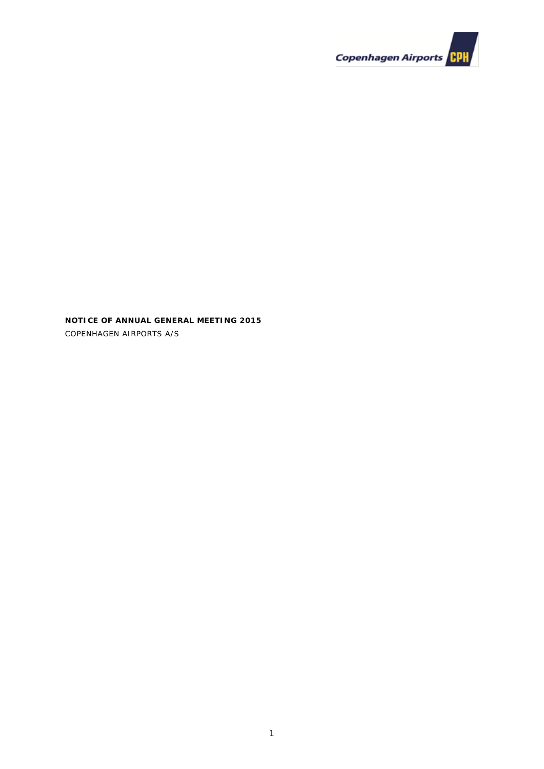**NOTICE OF ANNUAL GENERAL MEETING 2015**

COPENHAGEN AIRPORTS A/S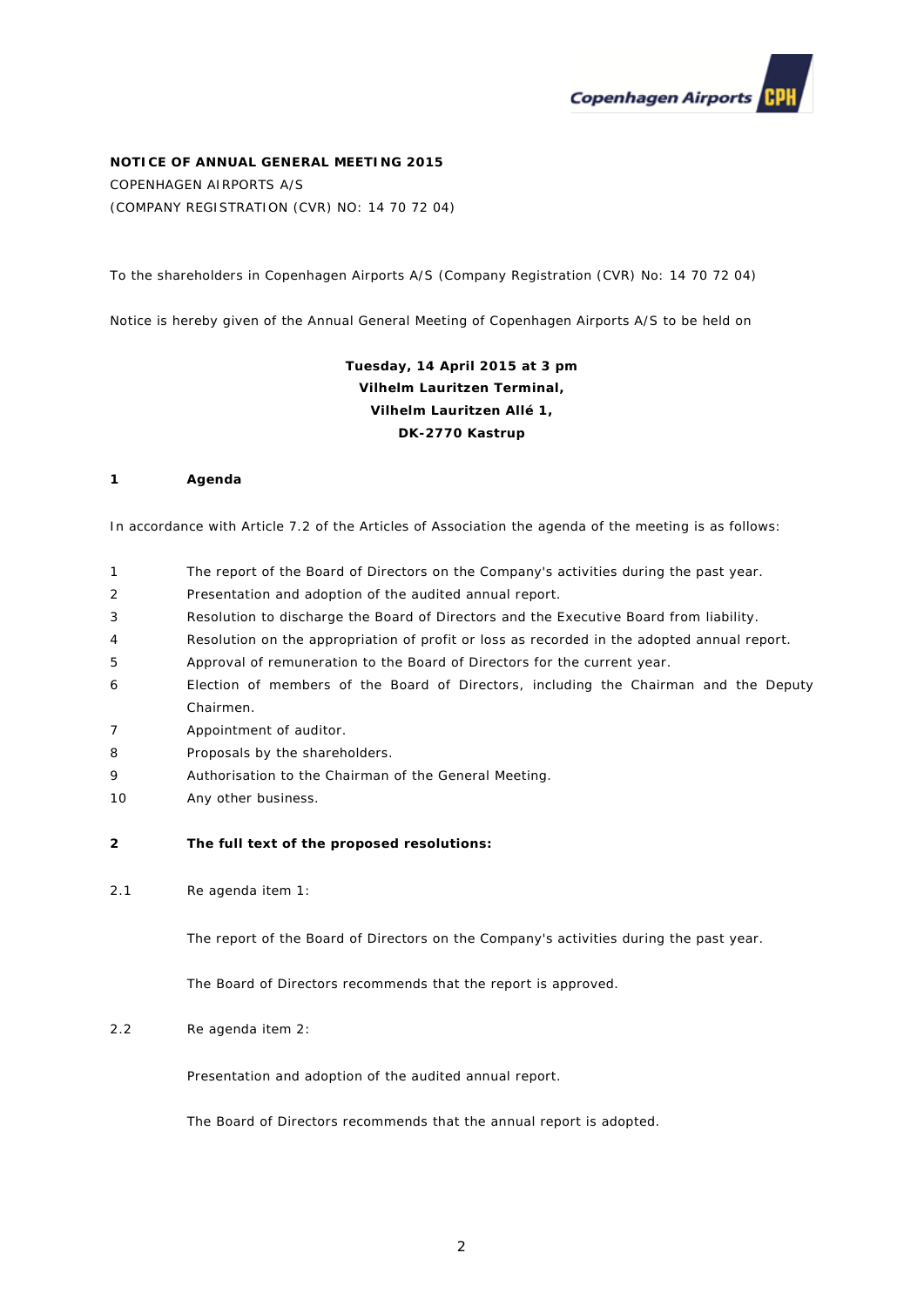**NOTICE OF ANNUAL GENERAL MEETING 2015**

COPENHAGEN AIRPORTS A/S

(COMPANY REGISTRATION (CVR) NO: 14 70 72 04)

To the shareholders in Copenhagen Airports A/S (Company Registration (CVR) No: 14 70 72 04)

Notice is hereby given of the Annual General Meeting of Copenhagen Airports A/S to be held on

**Tuesday, 14 April 2015 at 3 pm**
**Vilhelm Lauritzen Terminal,**
**Vilhelm Lauritzen Allé 1,**
**DK-2770 Kastrup**

## 1 Agenda

In accordance with Article 7.2 of the Articles of Association the agenda of the meeting is as follows:

1. The report of the Board of Directors on the Company's activities during the past year.
2. Presentation and adoption of the audited annual report.
3. Resolution to discharge the Board of Directors and the Executive Board from liability.
4. Resolution on the appropriation of profit or loss as recorded in the adopted annual report.
5. Approval of remuneration to the Board of Directors for the current year.
6. Election of members of the Board of Directors, including the Chairman and the Deputy Chairmen.
7. Appointment of auditor.
8. Proposals by the shareholders.
9. Authorisation to the Chairman of the General Meeting.
10. Any other business.

## 2 The full text of the proposed resolutions:

2.1 Re agenda item 1:

The report of the Board of Directors on the Company's activities during the past year.

The Board of Directors recommends that the report is approved.

2.2 Re agenda item 2:

Presentation and adoption of the audited annual report.

The Board of Directors recommends that the annual report is adopted.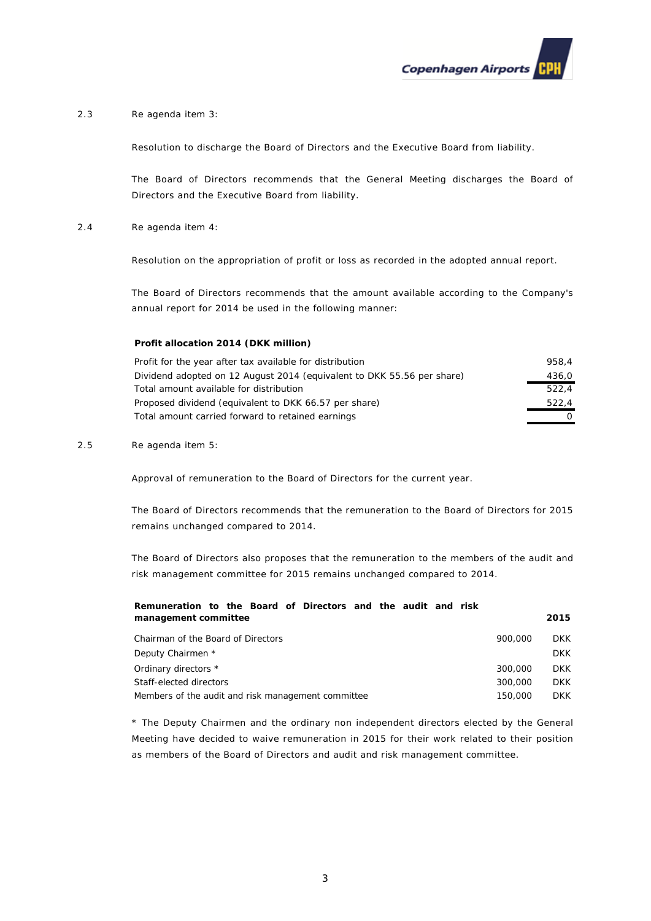2.3 Re agenda item 3:

Resolution to discharge the Board of Directors and the Executive Board from liability.

The Board of Directors recommends that the General Meeting discharges the Board of Directors and the Executive Board from liability.

2.4 Re agenda item 4:

Resolution on the appropriation of profit or loss as recorded in the adopted annual report.

The Board of Directors recommends that the amount available according to the Company's annual report for 2014 be used in the following manner:

| **Profit allocation 2014 (DKK million)** | |
|---|---|
| Profit for the year after tax available for distribution | 958,4 |
| Dividend adopted on 12 August 2014 (equivalent to DKK 55.56 per share) | 436,0 |
| Total amount available for distribution | 522,4 |
| Proposed dividend (equivalent to DKK 66.57 per share) | 522,4 |
| Total amount carried forward to retained earnings | 0 |

2.5 Re agenda item 5:

Approval of remuneration to the Board of Directors for the current year.

The Board of Directors recommends that the remuneration to the Board of Directors for 2015 remains unchanged compared to 2014.

The Board of Directors also proposes that the remuneration to the members of the audit and risk management committee for 2015 remains unchanged compared to 2014.

| **Remuneration to the Board of Directors and the audit and risk management committee** | | **2015** |
|---|---|---|
| Chairman of the Board of Directors | 900,000 | DKK |
| Deputy Chairmen * | | DKK |
| Ordinary directors * | 300,000 | DKK |
| Staff-elected directors | 300,000 | DKK |
| Members of the audit and risk management committee | 150,000 | DKK |

* The Deputy Chairmen and the ordinary non independent directors elected by the General Meeting have decided to waive remuneration in 2015 for their work related to their position as members of the Board of Directors and audit and risk management committee.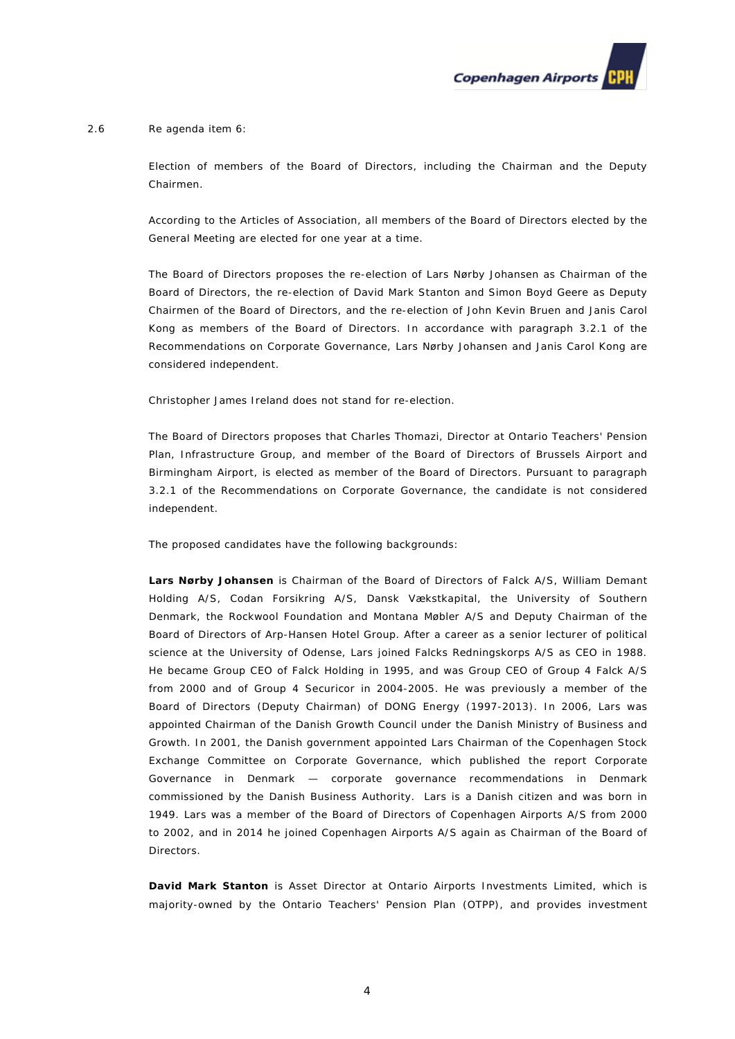2.6 Re agenda item 6:

Election of members of the Board of Directors, including the Chairman and the Deputy Chairmen.

According to the Articles of Association, all members of the Board of Directors elected by the General Meeting are elected for one year at a time.

The Board of Directors proposes the re-election of Lars Nørby Johansen as Chairman of the Board of Directors, the re-election of David Mark Stanton and Simon Boyd Geere as Deputy Chairmen of the Board of Directors, and the re-election of John Kevin Bruen and Janis Carol Kong as members of the Board of Directors. In accordance with paragraph 3.2.1 of the Recommendations on Corporate Governance, Lars Nørby Johansen and Janis Carol Kong are considered independent.

Christopher James Ireland does not stand for re-election.

The Board of Directors proposes that Charles Thomazi, Director at Ontario Teachers' Pension Plan, Infrastructure Group, and member of the Board of Directors of Brussels Airport and Birmingham Airport, is elected as member of the Board of Directors. Pursuant to paragraph 3.2.1 of the Recommendations on Corporate Governance, the candidate is not considered independent.

The proposed candidates have the following backgrounds:

**Lars Nørby Johansen** is Chairman of the Board of Directors of Falck A/S, William Demant Holding A/S, Codan Forsikring A/S, Dansk Vækstkapital, the University of Southern Denmark, the Rockwool Foundation and Montana Møbler A/S and Deputy Chairman of the Board of Directors of Arp-Hansen Hotel Group. After a career as a senior lecturer of political science at the University of Odense, Lars joined Falcks Redningskorps A/S as CEO in 1988. He became Group CEO of Falck Holding in 1995, and was Group CEO of Group 4 Falck A/S from 2000 and of Group 4 Securicor in 2004-2005. He was previously a member of the Board of Directors (Deputy Chairman) of DONG Energy (1997-2013). In 2006, Lars was appointed Chairman of the Danish Growth Council under the Danish Ministry of Business and Growth. In 2001, the Danish government appointed Lars Chairman of the Copenhagen Stock Exchange Committee on Corporate Governance, which published the report Corporate Governance in Denmark — corporate governance recommendations in Denmark commissioned by the Danish Business Authority. Lars is a Danish citizen and was born in 1949. Lars was a member of the Board of Directors of Copenhagen Airports A/S from 2000 to 2002, and in 2014 he joined Copenhagen Airports A/S again as Chairman of the Board of Directors.

**David Mark Stanton** is Asset Director at Ontario Airports Investments Limited, which is majority-owned by the Ontario Teachers' Pension Plan (OTPP), and provides investment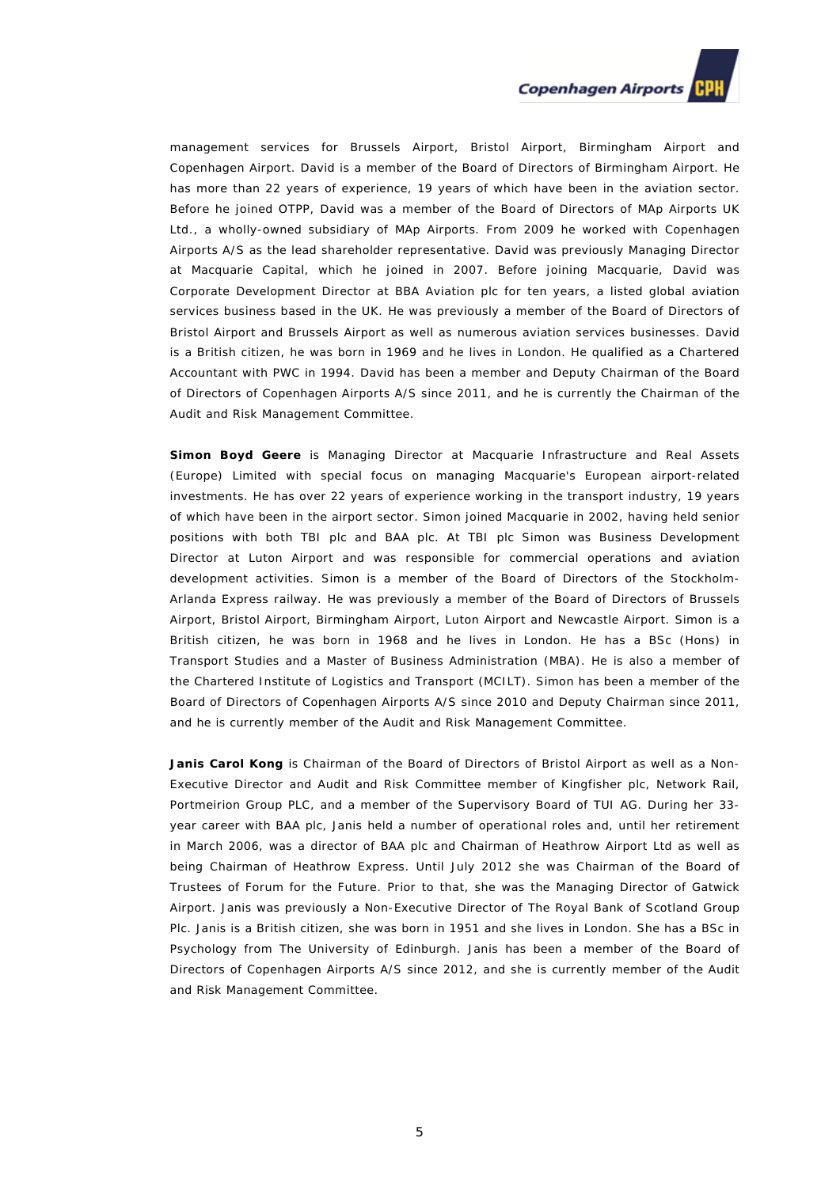management services for Brussels Airport, Bristol Airport, Birmingham Airport and Copenhagen Airport. David is a member of the Board of Directors of Birmingham Airport. He has more than 22 years of experience, 19 years of which have been in the aviation sector. Before he joined OTPP, David was a member of the Board of Directors of MAp Airports UK Ltd., a wholly-owned subsidiary of MAp Airports. From 2009 he worked with Copenhagen Airports A/S as the lead shareholder representative. David was previously Managing Director at Macquarie Capital, which he joined in 2007. Before joining Macquarie, David was Corporate Development Director at BBA Aviation plc for ten years, a listed global aviation services business based in the UK. He was previously a member of the Board of Directors of Bristol Airport and Brussels Airport as well as numerous aviation services businesses. David is a British citizen, he was born in 1969 and he lives in London. He qualified as a Chartered Accountant with PWC in 1994. David has been a member and Deputy Chairman of the Board of Directors of Copenhagen Airports A/S since 2011, and he is currently the Chairman of the Audit and Risk Management Committee.

**Simon Boyd Geere** is Managing Director at Macquarie Infrastructure and Real Assets (Europe) Limited with special focus on managing Macquarie's European airport-related investments. He has over 22 years of experience working in the transport industry, 19 years of which have been in the airport sector. Simon joined Macquarie in 2002, having held senior positions with both TBI plc and BAA plc. At TBI plc Simon was Business Development Director at Luton Airport and was responsible for commercial operations and aviation development activities. Simon is a member of the Board of Directors of the Stockholm-Arlanda Express railway. He was previously a member of the Board of Directors of Brussels Airport, Bristol Airport, Birmingham Airport, Luton Airport and Newcastle Airport. Simon is a British citizen, he was born in 1968 and he lives in London. He has a BSc (Hons) in Transport Studies and a Master of Business Administration (MBA). He is also a member of the Chartered Institute of Logistics and Transport (MCILT). Simon has been a member of the Board of Directors of Copenhagen Airports A/S since 2010 and Deputy Chairman since 2011, and he is currently member of the Audit and Risk Management Committee.

**Janis Carol Kong** is Chairman of the Board of Directors of Bristol Airport as well as a Non-Executive Director and Audit and Risk Committee member of Kingfisher plc, Network Rail, Portmeirion Group PLC, and a member of the Supervisory Board of TUI AG. During her 33-year career with BAA plc, Janis held a number of operational roles and, until her retirement in March 2006, was a director of BAA plc and Chairman of Heathrow Airport Ltd as well as being Chairman of Heathrow Express. Until July 2012 she was Chairman of the Board of Trustees of Forum for the Future. Prior to that, she was the Managing Director of Gatwick Airport. Janis was previously a Non-Executive Director of The Royal Bank of Scotland Group Plc. Janis is a British citizen, she was born in 1951 and she lives in London. She has a BSc in Psychology from The University of Edinburgh. Janis has been a member of the Board of Directors of Copenhagen Airports A/S since 2012, and she is currently member of the Audit and Risk Management Committee.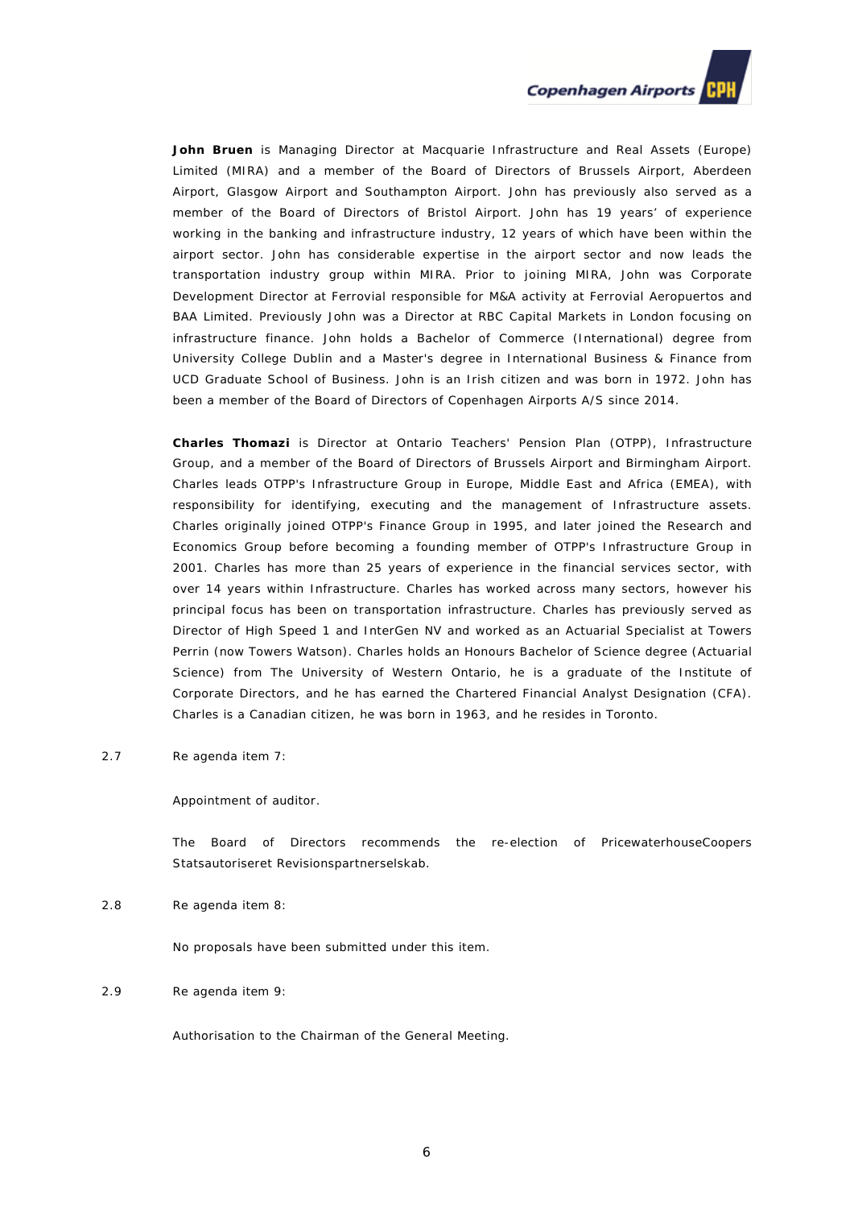**John Bruen** is Managing Director at Macquarie Infrastructure and Real Assets (Europe) Limited (MIRA) and a member of the Board of Directors of Brussels Airport, Aberdeen Airport, Glasgow Airport and Southampton Airport. John has previously also served as a member of the Board of Directors of Bristol Airport. John has 19 years' of experience working in the banking and infrastructure industry, 12 years of which have been within the airport sector. John has considerable expertise in the airport sector and now leads the transportation industry group within MIRA. Prior to joining MIRA, John was Corporate Development Director at Ferrovial responsible for M&A activity at Ferrovial Aeropuertos and BAA Limited. Previously John was a Director at RBC Capital Markets in London focusing on infrastructure finance. John holds a Bachelor of Commerce (International) degree from University College Dublin and a Master's degree in International Business & Finance from UCD Graduate School of Business. John is an Irish citizen and was born in 1972. John has been a member of the Board of Directors of Copenhagen Airports A/S since 2014.

**Charles Thomazi** is Director at Ontario Teachers' Pension Plan (OTPP), Infrastructure Group, and a member of the Board of Directors of Brussels Airport and Birmingham Airport. Charles leads OTPP's Infrastructure Group in Europe, Middle East and Africa (EMEA), with responsibility for identifying, executing and the management of Infrastructure assets. Charles originally joined OTPP's Finance Group in 1995, and later joined the Research and Economics Group before becoming a founding member of OTPP's Infrastructure Group in 2001. Charles has more than 25 years of experience in the financial services sector, with over 14 years within Infrastructure. Charles has worked across many sectors, however his principal focus has been on transportation infrastructure. Charles has previously served as Director of High Speed 1 and InterGen NV and worked as an Actuarial Specialist at Towers Perrin (now Towers Watson). Charles holds an Honours Bachelor of Science degree (Actuarial Science) from The University of Western Ontario, he is a graduate of the Institute of Corporate Directors, and he has earned the Chartered Financial Analyst Designation (CFA). Charles is a Canadian citizen, he was born in 1963, and he resides in Toronto.

2.7 Re agenda item 7:

Appointment of auditor.

The Board of Directors recommends the re-election of PricewaterhouseCoopers Statsautoriseret Revisionspartnerselskab.

2.8 Re agenda item 8:

No proposals have been submitted under this item.

2.9 Re agenda item 9:

Authorisation to the Chairman of the General Meeting.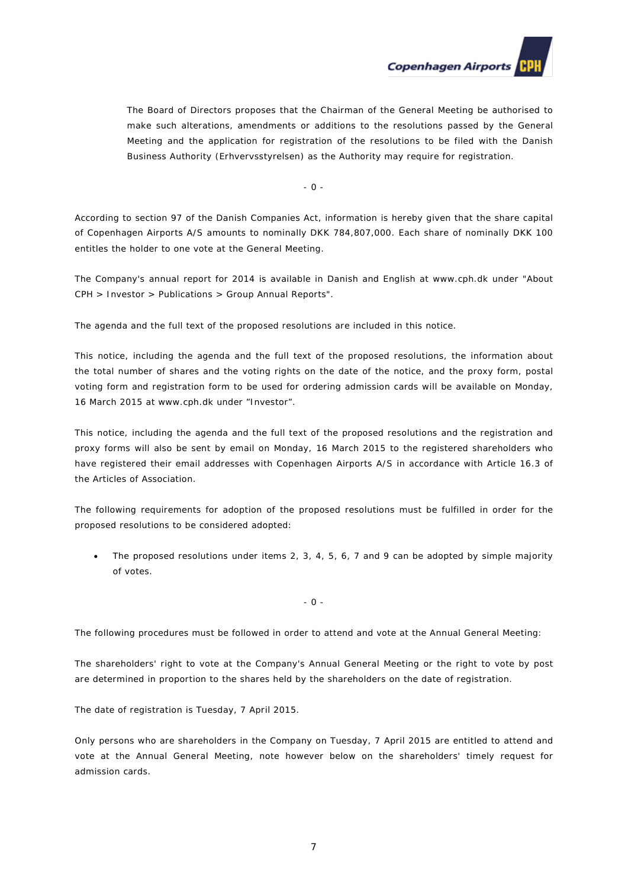The Board of Directors proposes that the Chairman of the General Meeting be authorised to make such alterations, amendments or additions to the resolutions passed by the General Meeting and the application for registration of the resolutions to be filed with the Danish Business Authority (Erhvervsstyrelsen) as the Authority may require for registration.

- 0 -

According to section 97 of the Danish Companies Act, information is hereby given that the share capital of Copenhagen Airports A/S amounts to nominally DKK 784,807,000. Each share of nominally DKK 100 entitles the holder to one vote at the General Meeting.

The Company's annual report for 2014 is available in Danish and English at www.cph.dk under "About CPH > Investor > Publications > Group Annual Reports".

The agenda and the full text of the proposed resolutions are included in this notice.

This notice, including the agenda and the full text of the proposed resolutions, the information about the total number of shares and the voting rights on the date of the notice, and the proxy form, postal voting form and registration form to be used for ordering admission cards will be available on Monday, 16 March 2015 at www.cph.dk under "Investor".

This notice, including the agenda and the full text of the proposed resolutions and the registration and proxy forms will also be sent by email on Monday, 16 March 2015 to the registered shareholders who have registered their email addresses with Copenhagen Airports A/S in accordance with Article 16.3 of the Articles of Association.

The following requirements for adoption of the proposed resolutions must be fulfilled in order for the proposed resolutions to be considered adopted:

- The proposed resolutions under items 2, 3, 4, 5, 6, 7 and 9 can be adopted by simple majority of votes.

- 0 -

The following procedures must be followed in order to attend and vote at the Annual General Meeting:

The shareholders' right to vote at the Company's Annual General Meeting or the right to vote by post are determined in proportion to the shares held by the shareholders on the date of registration.

The date of registration is Tuesday, 7 April 2015.

Only persons who are shareholders in the Company on Tuesday, 7 April 2015 are entitled to attend and vote at the Annual General Meeting, note however below on the shareholders' timely request for admission cards.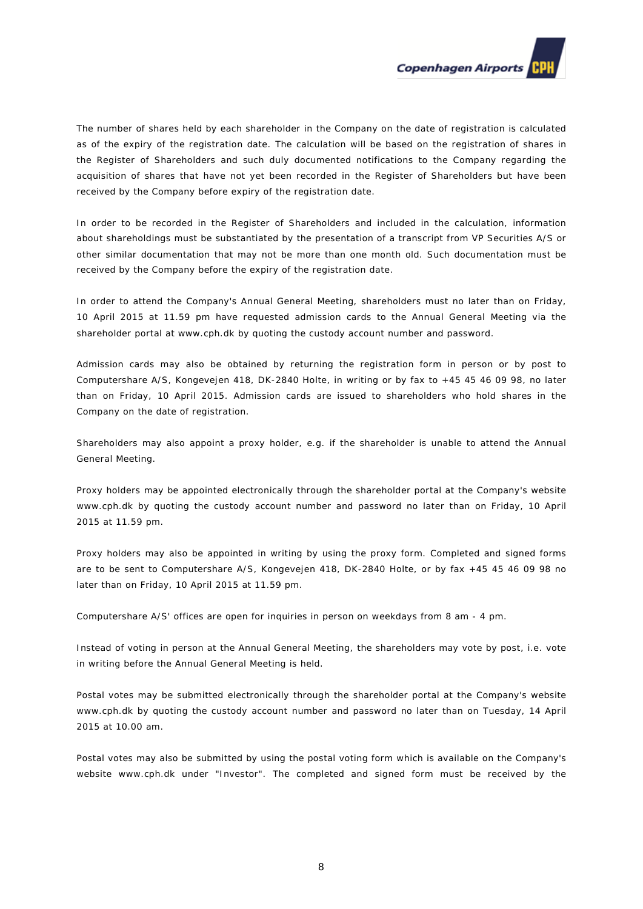The number of shares held by each shareholder in the Company on the date of registration is calculated as of the expiry of the registration date. The calculation will be based on the registration of shares in the Register of Shareholders and such duly documented notifications to the Company regarding the acquisition of shares that have not yet been recorded in the Register of Shareholders but have been received by the Company before expiry of the registration date.

In order to be recorded in the Register of Shareholders and included in the calculation, information about shareholdings must be substantiated by the presentation of a transcript from VP Securities A/S or other similar documentation that may not be more than one month old. Such documentation must be received by the Company before the expiry of the registration date.

In order to attend the Company's Annual General Meeting, shareholders must no later than on Friday, 10 April 2015 at 11.59 pm have requested admission cards to the Annual General Meeting via the shareholder portal at www.cph.dk by quoting the custody account number and password.

Admission cards may also be obtained by returning the registration form in person or by post to Computershare A/S, Kongevejen 418, DK-2840 Holte, in writing or by fax to +45 45 46 09 98, no later than on Friday, 10 April 2015. Admission cards are issued to shareholders who hold shares in the Company on the date of registration.

Shareholders may also appoint a proxy holder, e.g. if the shareholder is unable to attend the Annual General Meeting.

Proxy holders may be appointed electronically through the shareholder portal at the Company's website www.cph.dk by quoting the custody account number and password no later than on Friday, 10 April 2015 at 11.59 pm.

Proxy holders may also be appointed in writing by using the proxy form. Completed and signed forms are to be sent to Computershare A/S, Kongevejen 418, DK-2840 Holte, or by fax +45 45 46 09 98 no later than on Friday, 10 April 2015 at 11.59 pm.

Computershare A/S' offices are open for inquiries in person on weekdays from 8 am - 4 pm.

Instead of voting in person at the Annual General Meeting, the shareholders may vote by post, i.e. vote in writing before the Annual General Meeting is held.

Postal votes may be submitted electronically through the shareholder portal at the Company's website www.cph.dk by quoting the custody account number and password no later than on Tuesday, 14 April 2015 at 10.00 am.

Postal votes may also be submitted by using the postal voting form which is available on the Company's website www.cph.dk under "Investor". The completed and signed form must be received by the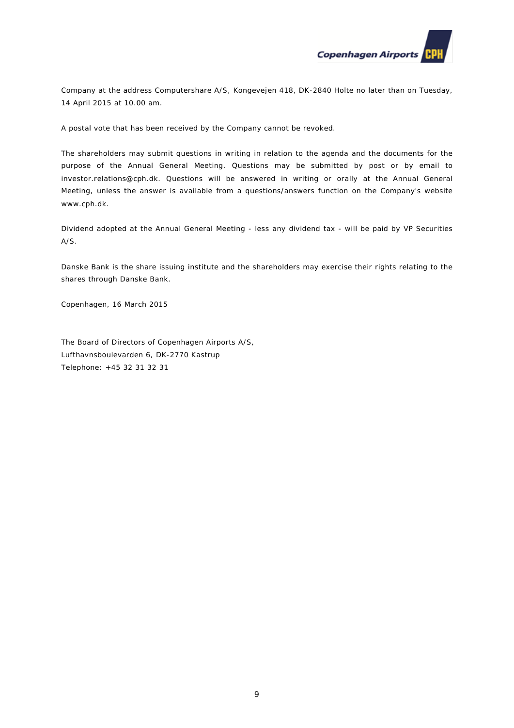Company at the address Computershare A/S, Kongevejen 418, DK-2840 Holte no later than on Tuesday, 14 April 2015 at 10.00 am.

A postal vote that has been received by the Company cannot be revoked.

The shareholders may submit questions in writing in relation to the agenda and the documents for the purpose of the Annual General Meeting. Questions may be submitted by post or by email to investor.relations@cph.dk. Questions will be answered in writing or orally at the Annual General Meeting, unless the answer is available from a questions/answers function on the Company's website www.cph.dk.

Dividend adopted at the Annual General Meeting - less any dividend tax - will be paid by VP Securities A/S.

Danske Bank is the share issuing institute and the shareholders may exercise their rights relating to the shares through Danske Bank.

Copenhagen, 16 March 2015

The Board of Directors of Copenhagen Airports A/S,
Lufthavnsboulevarden 6, DK-2770 Kastrup
Telephone: +45 32 31 32 31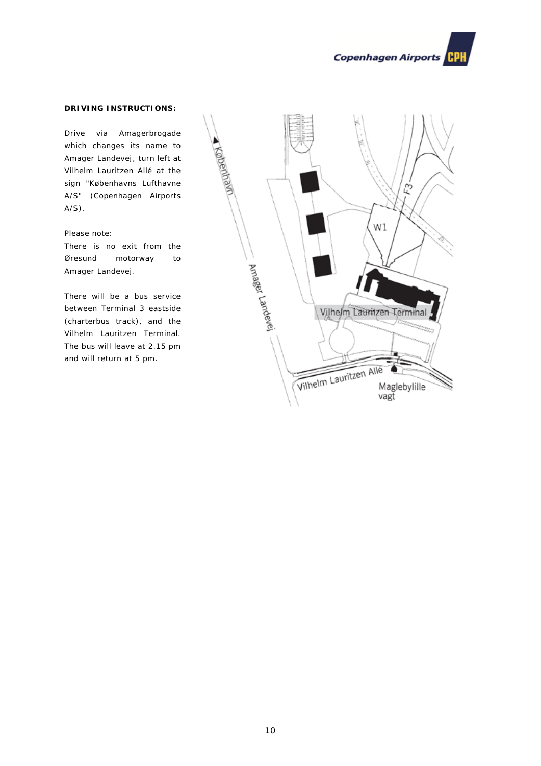**DRIVING INSTRUCTIONS:**

Drive via Amagerbrogade which changes its name to Amager Landevej, turn left at Vilhelm Lauritzen Allé at the sign "Københavns Lufthavne A/S" (Copenhagen Airports A/S).

Please note:
There is no exit from the Øresund motorway to Amager Landevej.

There will be a bus service between Terminal 3 eastside (charterbus track), and the Vilhelm Lauritzen Terminal. The bus will leave at 2.15 pm and will return at 5 pm.

København

Amager Landevej

F3

W1

Vilhelm Lauritzen Terminal

Vilhelm Lauritzen Allé

Maglebylille vagt